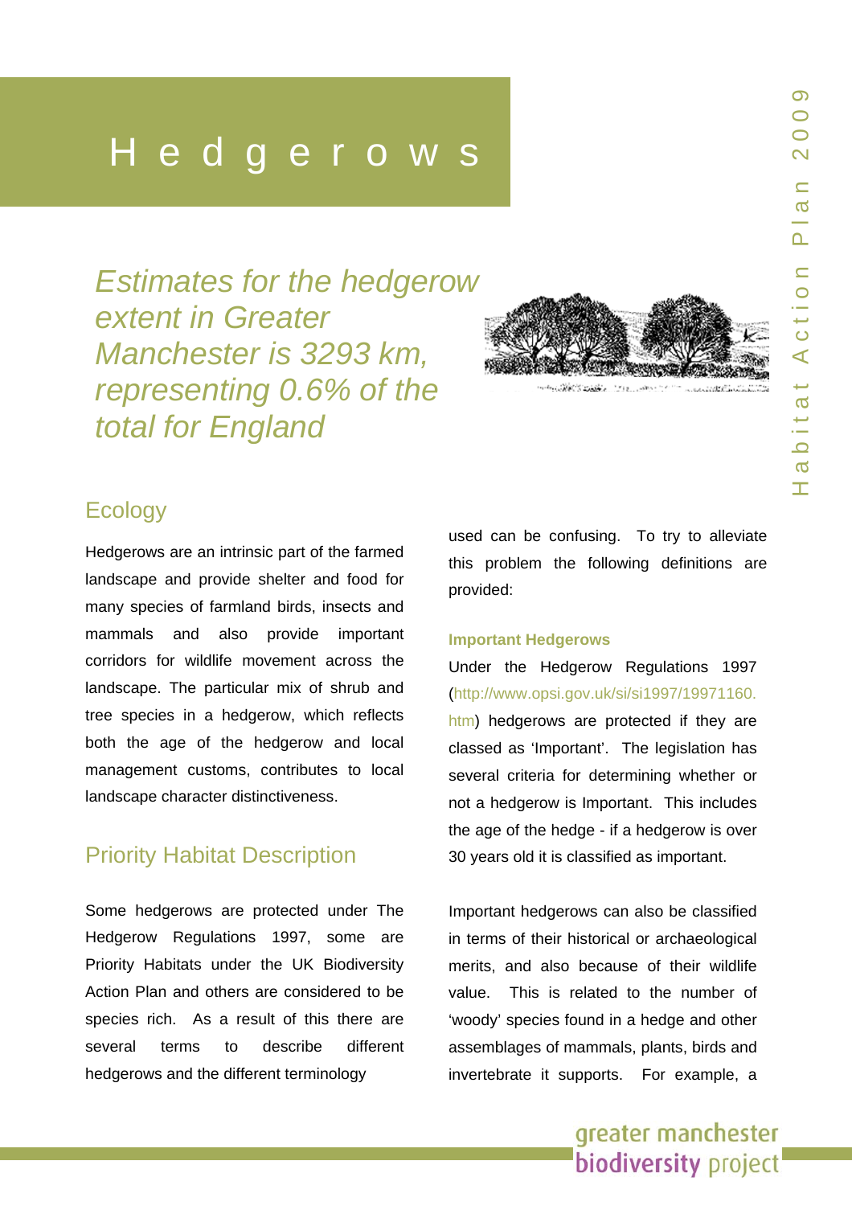# Hedgerows

*Estimates for the hedgerow extent in Greater Manchester is 3293 km, representing 0.6% of the total for England*

## Ecology

Hedgerows are an intrinsic part of the farmed landscape and provide shelter and food for many species of farmland birds, insects and mammals and also provide important corridors for wildlife movement across the landscape. The particular mix of shrub and tree species in a hedgerow, which reflects both the age of the hedgerow and local management customs, contributes to local landscape character distinctiveness.

## Priority Habitat Description

Some hedgerows are protected under The Hedgerow Regulations 1997, some are Priority Habitats under the UK Biodiversity Action Plan and others are considered to be species rich. As a result of this there are several terms to describe different hedgerows and the different terminology used can be confusing. To try to alleviate this problem the following definitions are provided:

### Important Hedgerows

Under the Hedgerow Regulations 1997 (http://www.opsi.gov.uk/si/si1997/19971160.htm) hedgerows are protected if they are classed as 'Important'. The legislation has several criteria for determining whether or not a hedgerow is Important. This includes the age of the hedge - if a hedgerow is over 30 years old it is classified as important.

Important hedgerows can also be classified in terms of their historical or archaeological merits, and also because of their wildlife value. This is related to the number of 'woody' species found in a hedge and other assemblages of mammals, plants, birds and invertebrate it supports. For example, a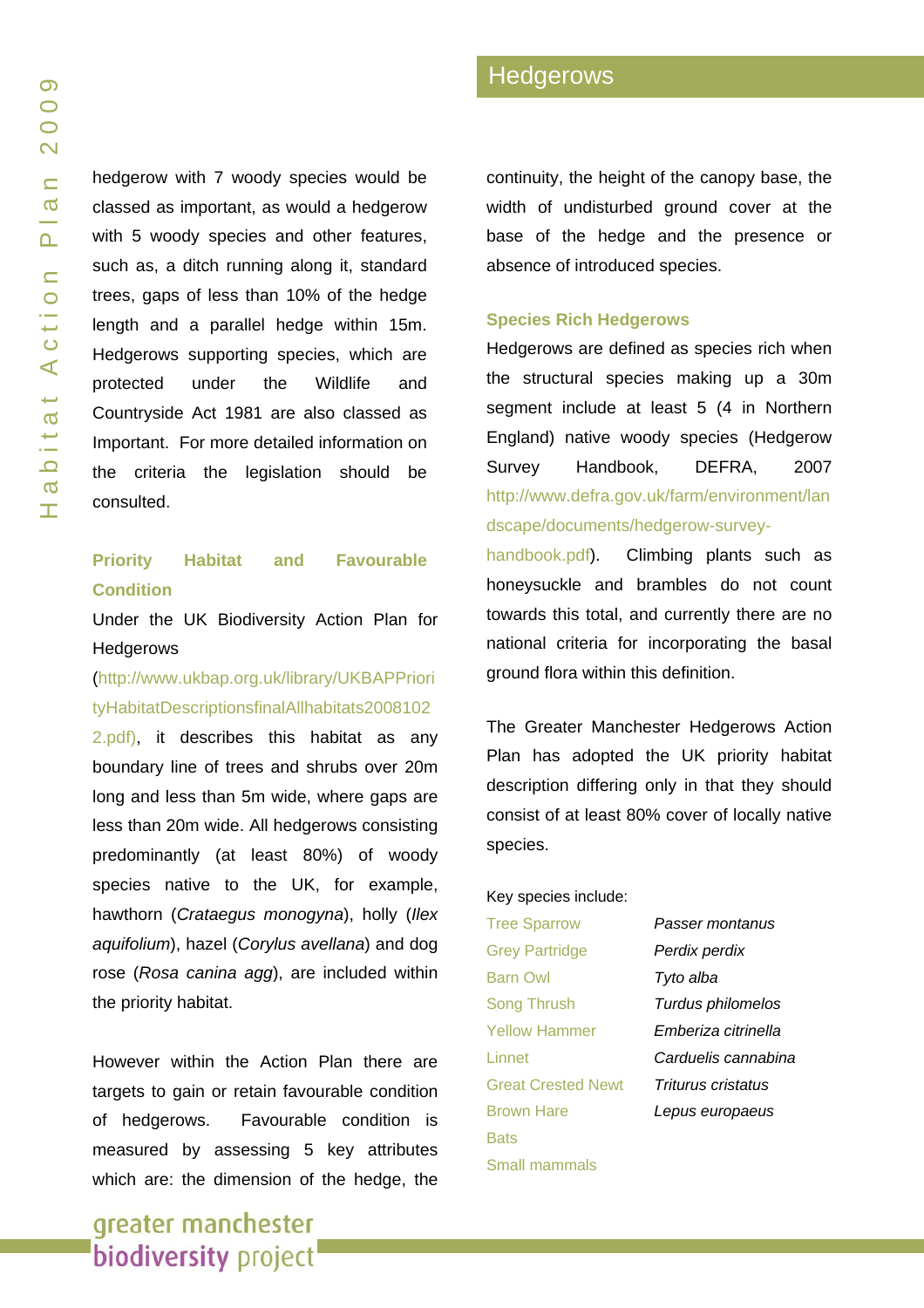hedgerow with 7 woody species would be classed as important, as would a hedgerow with 5 woody species and other features, such as, a ditch running along it, standard trees, gaps of less than 10% of the hedge length and a parallel hedge within 15m. Hedgerows supporting species, which are protected under the Wildlife and Countryside Act 1981 are also classed as Important. For more detailed information on the criteria the legislation should be consulted.

### Priority Habitat and Favourable Condition

Under the UK Biodiversity Action Plan for Hedgerows (http://www.ukbap.org.uk/library/UKBAPPriorityHabitatDescriptionsfinalAllhabitats20081022.pdf), it describes this habitat as any boundary line of trees and shrubs over 20m long and less than 5m wide, where gaps are less than 20m wide. All hedgerows consisting predominantly (at least 80%) of woody species native to the UK, for example, hawthorn (*Crataegus monogyna*), holly (*Ilex aquifolium*), hazel (*Corylus avellana*) and dog rose (*Rosa canina agg*), are included within the priority habitat.

However within the Action Plan there are targets to gain or retain favourable condition of hedgerows. Favourable condition is measured by assessing 5 key attributes which are: the dimension of the hedge, the continuity, the height of the canopy base, the width of undisturbed ground cover at the base of the hedge and the presence or absence of introduced species.

### Species Rich Hedgerows

Hedgerows are defined as species rich when the structural species making up a 30m segment include at least 5 (4 in Northern England) native woody species (Hedgerow Survey Handbook, DEFRA, 2007 http://www.defra.gov.uk/farm/environment/landscape/documents/hedgerow-survey-handbook.pdf). Climbing plants such as honeysuckle and brambles do not count towards this total, and currently there are no national criteria for incorporating the basal ground flora within this definition.

The Greater Manchester Hedgerows Action Plan has adopted the UK priority habitat description differing only in that they should consist of at least 80% cover of locally native species.

Key species include:

| | |
|---|---|
| Tree Sparrow | *Passer montanus* |
| Grey Partridge | *Perdix perdix* |
| Barn Owl | *Tyto alba* |
| Song Thrush | *Turdus philomelos* |
| Yellow Hammer | *Emberiza citrinella* |
| Linnet | *Carduelis cannabina* |
| Great Crested Newt | *Triturus cristatus* |
| Brown Hare | *Lepus europaeus* |
| Bats | |
| Small mammals | |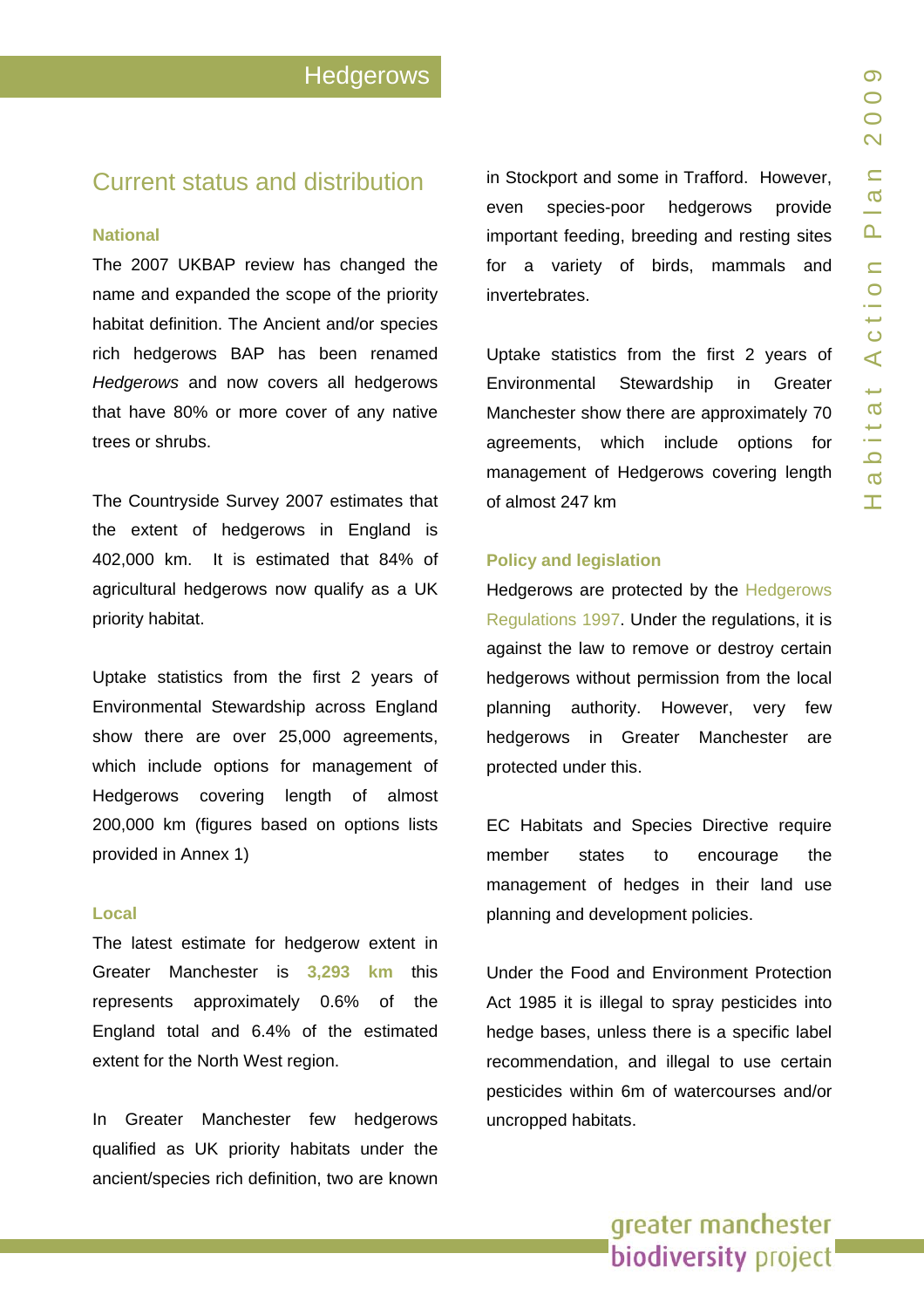## Current status and distribution

### National

The 2007 UKBAP review has changed the name and expanded the scope of the priority habitat definition. The Ancient and/or species rich hedgerows BAP has been renamed *Hedgerows* and now covers all hedgerows that have 80% or more cover of any native trees or shrubs.

The Countryside Survey 2007 estimates that the extent of hedgerows in England is 402,000 km. It is estimated that 84% of agricultural hedgerows now qualify as a UK priority habitat.

Uptake statistics from the first 2 years of Environmental Stewardship across England show there are over 25,000 agreements, which include options for management of Hedgerows covering length of almost 200,000 km (figures based on options lists provided in Annex 1)

### Local

The latest estimate for hedgerow extent in Greater Manchester is **3,293 km** this represents approximately 0.6% of the England total and 6.4% of the estimated extent for the North West region.

In Greater Manchester few hedgerows qualified as UK priority habitats under the ancient/species rich definition, two are known in Stockport and some in Trafford. However, even species-poor hedgerows provide important feeding, breeding and resting sites for a variety of birds, mammals and invertebrates.

Uptake statistics from the first 2 years of Environmental Stewardship in Greater Manchester show there are approximately 70 agreements, which include options for management of Hedgerows covering length of almost 247 km

### Policy and legislation

Hedgerows are protected by the Hedgerows Regulations 1997. Under the regulations, it is against the law to remove or destroy certain hedgerows without permission from the local planning authority. However, very few hedgerows in Greater Manchester are protected under this.

EC Habitats and Species Directive require member states to encourage the management of hedges in their land use planning and development policies.

Under the Food and Environment Protection Act 1985 it is illegal to spray pesticides into hedge bases, unless there is a specific label recommendation, and illegal to use certain pesticides within 6m of watercourses and/or uncropped habitats.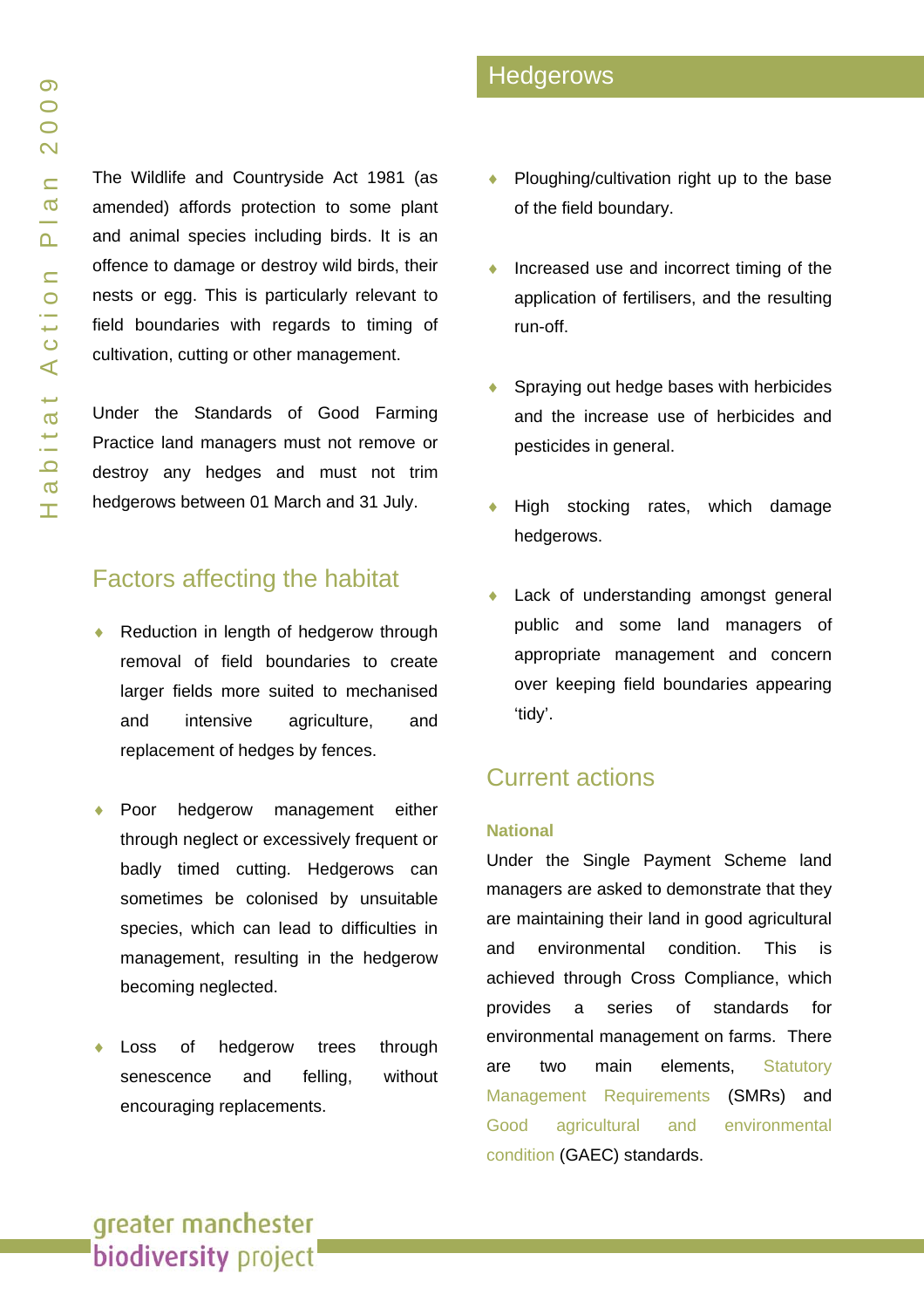## Hedgerows

The Wildlife and Countryside Act 1981 (as amended) affords protection to some plant and animal species including birds. It is an offence to damage or destroy wild birds, their nests or egg. This is particularly relevant to field boundaries with regards to timing of cultivation, cutting or other management.

Under the Standards of Good Farming Practice land managers must not remove or destroy any hedges and must not trim hedgerows between 01 March and 31 July.

### Factors affecting the habitat

- Reduction in length of hedgerow through removal of field boundaries to create larger fields more suited to mechanised and intensive agriculture, and replacement of hedges by fences.
- Poor hedgerow management either through neglect or excessively frequent or badly timed cutting. Hedgerows can sometimes be colonised by unsuitable species, which can lead to difficulties in management, resulting in the hedgerow becoming neglected.
- Loss of hedgerow trees through senescence and felling, without encouraging replacements.
- Ploughing/cultivation right up to the base of the field boundary.
- Increased use and incorrect timing of the application of fertilisers, and the resulting run-off.
- Spraying out hedge bases with herbicides and the increase use of herbicides and pesticides in general.
- High stocking rates, which damage hedgerows.
- Lack of understanding amongst general public and some land managers of appropriate management and concern over keeping field boundaries appearing 'tidy'.

### Current actions

#### National

Under the Single Payment Scheme land managers are asked to demonstrate that they are maintaining their land in good agricultural and environmental condition. This is achieved through Cross Compliance, which provides a series of standards for environmental management on farms. There are two main elements, Statutory Management Requirements (SMRs) and Good agricultural and environmental condition (GAEC) standards.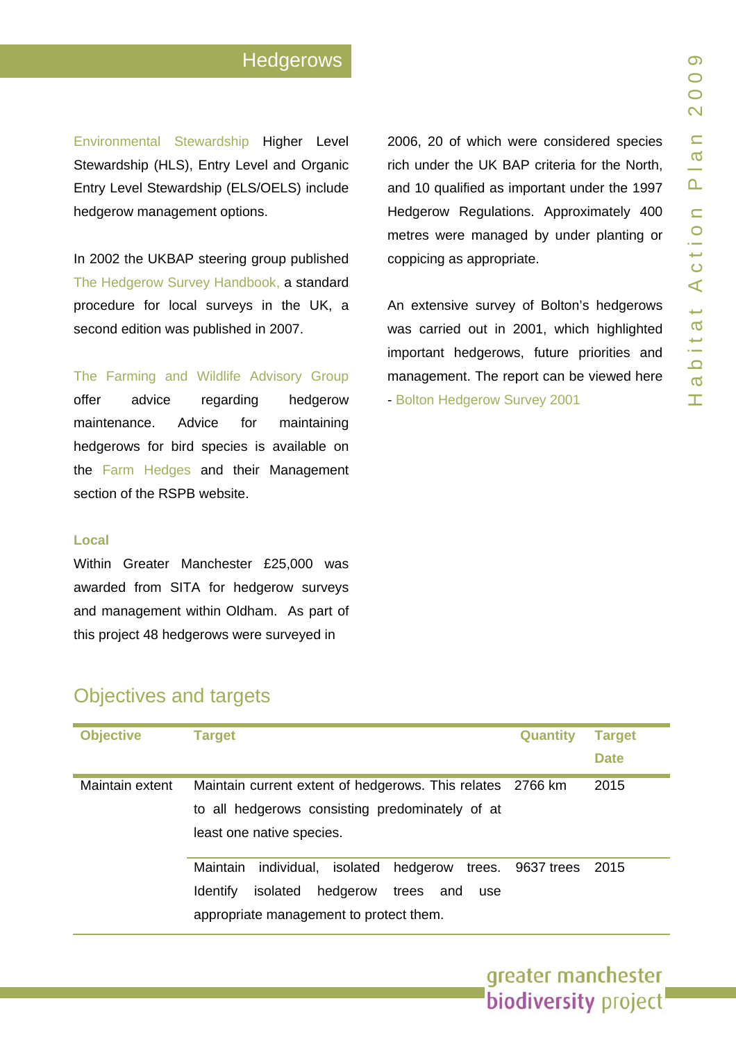Environmental Stewardship Higher Level Stewardship (HLS), Entry Level and Organic Entry Level Stewardship (ELS/OELS) include hedgerow management options.

In 2002 the UKBAP steering group published The Hedgerow Survey Handbook, a standard procedure for local surveys in the UK, a second edition was published in 2007.

The Farming and Wildlife Advisory Group offer advice regarding hedgerow maintenance. Advice for maintaining hedgerows for bird species is available on the Farm Hedges and their Management section of the RSPB website.

### Local

Within Greater Manchester £25,000 was awarded from SITA for hedgerow surveys and management within Oldham. As part of this project 48 hedgerows were surveyed in 2006, 20 of which were considered species rich under the UK BAP criteria for the North, and 10 qualified as important under the 1997 Hedgerow Regulations. Approximately 400 metres were managed by under planting or coppicing as appropriate.

An extensive survey of Bolton's hedgerows was carried out in 2001, which highlighted important hedgerows, future priorities and management. The report can be viewed here - Bolton Hedgerow Survey 2001

## Objectives and targets

| Objective | Target | Quantity | Target Date |
|---|---|---|---|
| Maintain extent | Maintain current extent of hedgerows. This relates to all hedgerows consisting predominately of at least one native species. | 2766 km | 2015 |
| | Maintain individual, isolated hedgerow trees. Identify isolated hedgerow trees and use appropriate management to protect them. | 9637 trees | 2015 |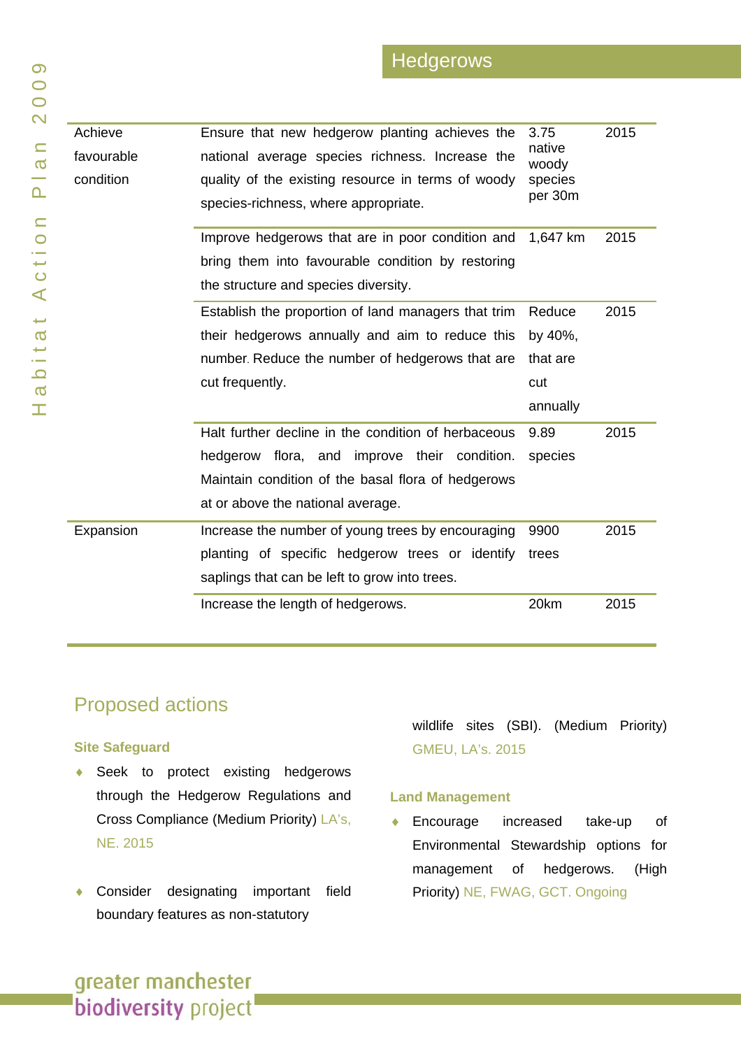## Hedgerows

| | | | |
|---|---|---|---|
| Achieve favourable condition | Ensure that new hedgerow planting achieves the national average species richness. Increase the quality of the existing resource in terms of woody species-richness, where appropriate. | 3.75 native woody species per 30m | 2015 |
| | Improve hedgerows that are in poor condition and bring them into favourable condition by restoring the structure and species diversity. | 1,647 km | 2015 |
| | Establish the proportion of land managers that trim their hedgerows annually and aim to reduce this number. Reduce the number of hedgerows that are cut frequently. | Reduce by 40%, that are cut annually | 2015 |
| | Halt further decline in the condition of herbaceous hedgerow flora, and improve their condition. Maintain condition of the basal flora of hedgerows at or above the national average. | 9.89 species | 2015 |
| Expansion | Increase the number of young trees by encouraging planting of specific hedgerow trees or identify saplings that can be left to grow into trees. | 9900 trees | 2015 |
| | Increase the length of hedgerows. | 20km | 2015 |

## Proposed actions

### Site Safeguard

- Seek to protect existing hedgerows through the Hedgerow Regulations and Cross Compliance (Medium Priority) LA's, NE. 2015

- Consider designating important field boundary features as non-statutory wildlife sites (SBI). (Medium Priority) GMEU, LA's. 2015

### Land Management

- Encourage increased take-up of Environmental Stewardship options for management of hedgerows. (High Priority) NE, FWAG, GCT. Ongoing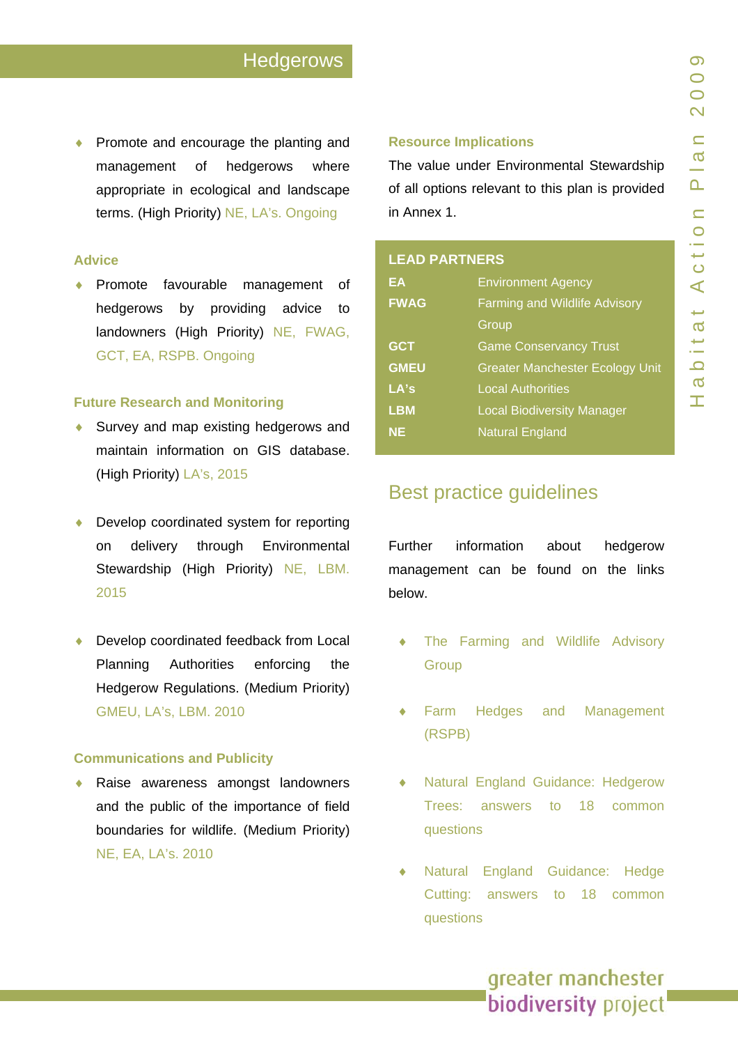## Hedgerows

- Promote and encourage the planting and management of hedgerows where appropriate in ecological and landscape terms. (High Priority) NE, LA's. Ongoing

### Advice

- Promote favourable management of hedgerows by providing advice to landowners (High Priority) NE, FWAG, GCT, EA, RSPB. Ongoing

### Future Research and Monitoring

- Survey and map existing hedgerows and maintain information on GIS database. (High Priority) LA's, 2015

- Develop coordinated system for reporting on delivery through Environmental Stewardship (High Priority) NE, LBM. 2015

- Develop coordinated feedback from Local Planning Authorities enforcing the Hedgerow Regulations. (Medium Priority) GMEU, LA's, LBM. 2010

### Communications and Publicity

- Raise awareness amongst landowners and the public of the importance of field boundaries for wildlife. (Medium Priority) NE, EA, LA's. 2010

### Resource Implications

The value under Environmental Stewardship of all options relevant to this plan is provided in Annex 1.

| LEAD PARTNERS | |
|---|---|
| **EA** | Environment Agency |
| **FWAG** | Farming and Wildlife Advisory Group |
| **GCT** | Game Conservancy Trust |
| **GMEU** | Greater Manchester Ecology Unit |
| **LA's** | Local Authorities |
| **LBM** | Local Biodiversity Manager |
| **NE** | Natural England |

## Best practice guidelines

Further information about hedgerow management can be found on the links below.

- The Farming and Wildlife Advisory Group
- Farm Hedges and Management (RSPB)
- Natural England Guidance: Hedgerow Trees: answers to 18 common questions
- Natural England Guidance: Hedge Cutting: answers to 18 common questions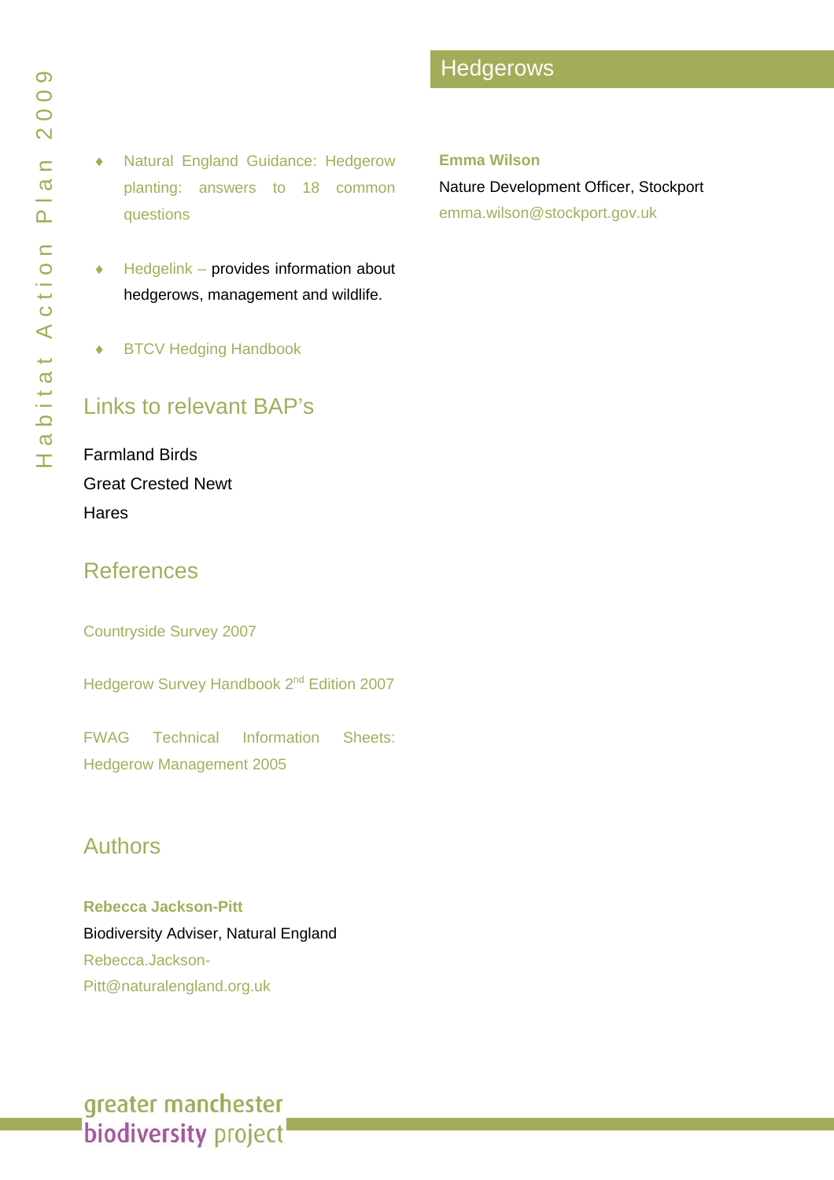- Natural England Guidance: Hedgerow planting: answers to 18 common questions
- Hedgelink – provides information about hedgerows, management and wildlife.
- BTCV Hedging Handbook

## Links to relevant BAP's

Farmland Birds
Great Crested Newt
Hares

## References

Countryside Survey 2007

Hedgerow Survey Handbook 2nd Edition 2007

FWAG Technical Information Sheets: Hedgerow Management 2005

## Authors

**Rebecca Jackson-Pitt**
Biodiversity Adviser, Natural England
Rebecca.Jackson-Pitt@naturalengland.org.uk

**Emma Wilson**
Nature Development Officer, Stockport
emma.wilson@stockport.gov.uk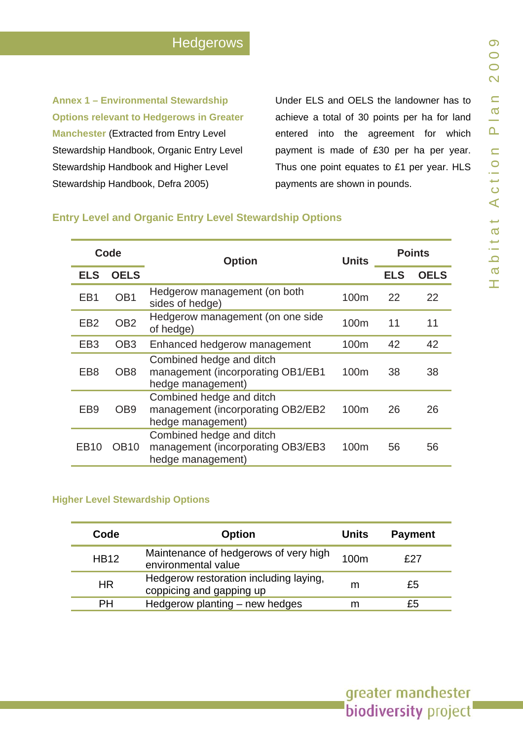## Hedgerows

**Annex 1 – Environmental Stewardship Options relevant to Hedgerows in Greater Manchester** (Extracted from Entry Level Stewardship Handbook, Organic Entry Level Stewardship Handbook and Higher Level Stewardship Handbook, Defra 2005)

Under ELS and OELS the landowner has to achieve a total of 30 points per ha for land entered into the agreement for which payment is made of £30 per ha per year. Thus one point equates to £1 per year. HLS payments are shown in pounds.

### Entry Level and Organic Entry Level Stewardship Options

| Code | | Option | Units | Points | |
|---|---|---|---|---|---|
| ELS | OELS | | | ELS | OELS |
| EB1 | OB1 | Hedgerow management (on both sides of hedge) | 100m | 22 | 22 |
| EB2 | OB2 | Hedgerow management (on one side of hedge) | 100m | 11 | 11 |
| EB3 | OB3 | Enhanced hedgerow management | 100m | 42 | 42 |
| EB8 | OB8 | Combined hedge and ditch management (incorporating OB1/EB1 hedge management) | 100m | 38 | 38 |
| EB9 | OB9 | Combined hedge and ditch management (incorporating OB2/EB2 hedge management) | 100m | 26 | 26 |
| EB10 | OB10 | Combined hedge and ditch management (incorporating OB3/EB3 hedge management) | 100m | 56 | 56 |

### Higher Level Stewardship Options

| Code | Option | Units | Payment |
|---|---|---|---|
| HB12 | Maintenance of hedgerows of very high environmental value | 100m | £27 |
| HR | Hedgerow restoration including laying, coppicing and gapping up | m | £5 |
| PH | Hedgerow planting – new hedges | m | £5 |